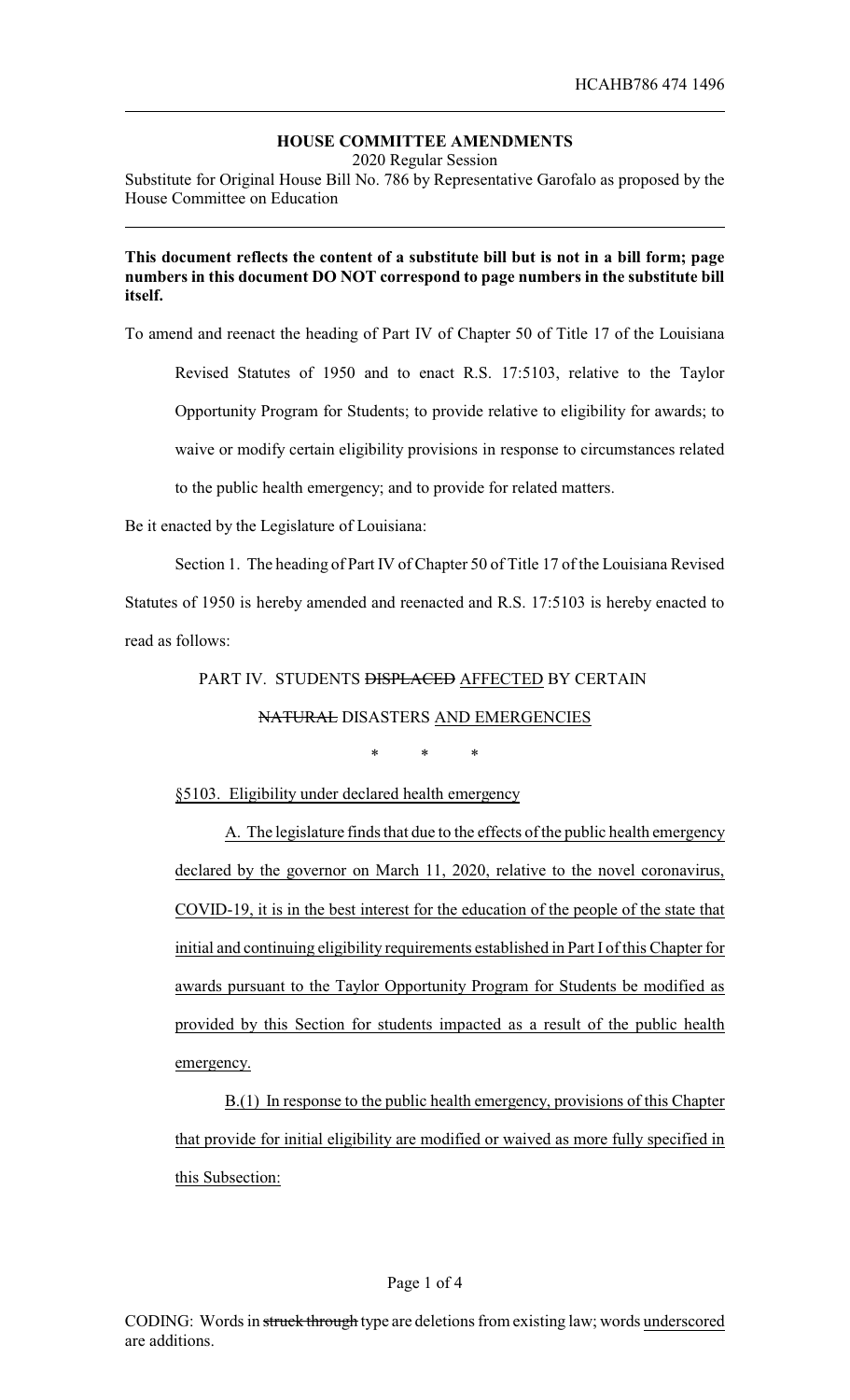HCAHB786 474 1496

## HOUSE COMMITTEE AMENDMENTS

2020 Regular Session

Substitute for Original House Bill No. 786 by Representative Garofalo as proposed by the House Committee on Education

**This document reflects the content of a substitute bill but is not in a bill form; page numbers in this document DO NOT correspond to page numbers in the substitute bill itself.**

To amend and reenact the heading of Part IV of Chapter 50 of Title 17 of the Louisiana Revised Statutes of 1950 and to enact R.S. 17:5103, relative to the Taylor Opportunity Program for Students; to provide relative to eligibility for awards; to waive or modify certain eligibility provisions in response to circumstances related to the public health emergency; and to provide for related matters.

Be it enacted by the Legislature of Louisiana:

Section 1. The heading of Part IV of Chapter 50 of Title 17 of the Louisiana Revised Statutes of 1950 is hereby amended and reenacted and R.S. 17:5103 is hereby enacted to read as follows:

PART IV. STUDENTS ~~DISPLACED~~ <u>AFFECTED</u> BY CERTAIN ~~NATURAL~~ DISASTERS <u>AND EMERGENCIES</u>

\* \* \*

<u>§5103. Eligibility under declared health emergency</u>

<u>A. The legislature finds that due to the effects of the public health emergency declared by the governor on March 11, 2020, relative to the novel coronavirus, COVID-19, it is in the best interest for the education of the people of the state that initial and continuing eligibility requirements established in Part I of this Chapter for awards pursuant to the Taylor Opportunity Program for Students be modified as provided by this Section for students impacted as a result of the public health emergency.</u>

<u>B.(1) In response to the public health emergency, provisions of this Chapter that provide for initial eligibility are modified or waived as more fully specified in this Subsection:</u>

CODING: Words in ~~struck through~~ type are deletions from existing law; words <u>underscored</u> are additions.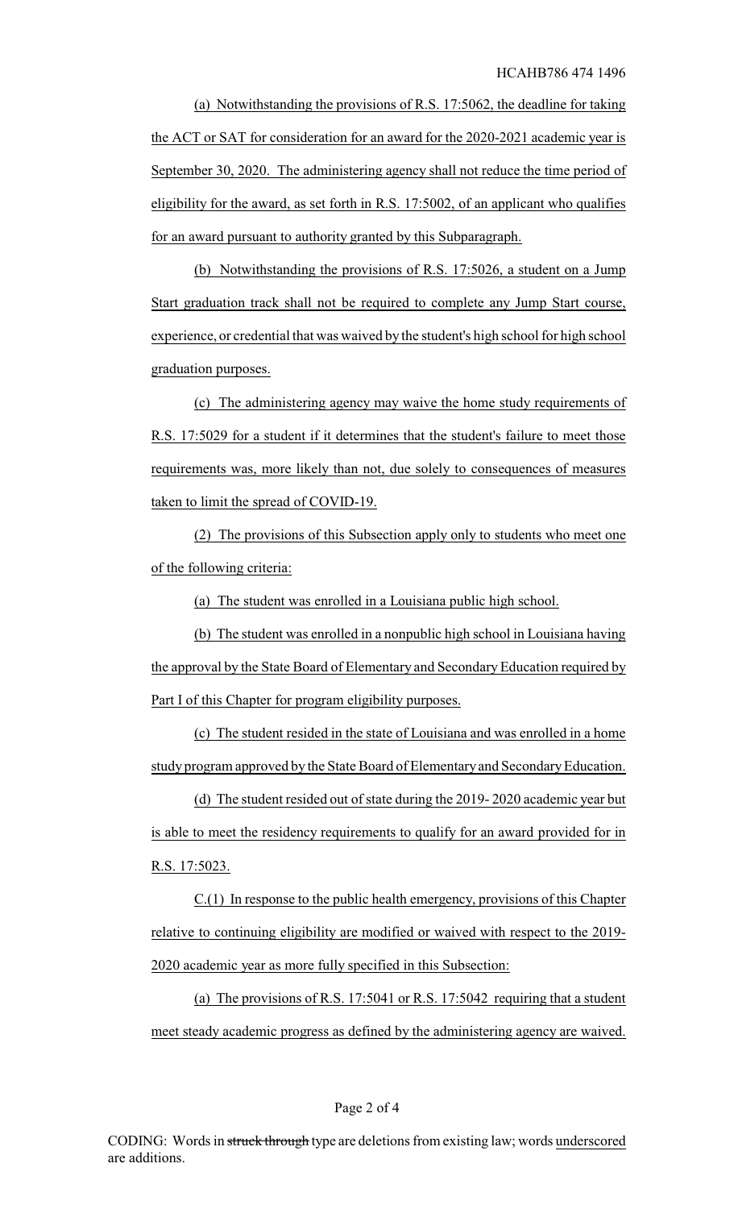(a) Notwithstanding the provisions of R.S. 17:5062, the deadline for taking the ACT or SAT for consideration for an award for the 2020-2021 academic year is September 30, 2020. The administering agency shall not reduce the time period of eligibility for the award, as set forth in R.S. 17:5002, of an applicant who qualifies for an award pursuant to authority granted by this Subparagraph.

(b) Notwithstanding the provisions of R.S. 17:5026, a student on a Jump Start graduation track shall not be required to complete any Jump Start course, experience, or credential that was waived by the student's high school for high school graduation purposes.

(c) The administering agency may waive the home study requirements of R.S. 17:5029 for a student if it determines that the student's failure to meet those requirements was, more likely than not, due solely to consequences of measures taken to limit the spread of COVID-19.

(2) The provisions of this Subsection apply only to students who meet one of the following criteria:

(a) The student was enrolled in a Louisiana public high school.

(b) The student was enrolled in a nonpublic high school in Louisiana having the approval by the State Board of Elementary and Secondary Education required by Part I of this Chapter for program eligibility purposes.

(c) The student resided in the state of Louisiana and was enrolled in a home study program approved by the State Board of Elementary and Secondary Education.

(d) The student resided out of state during the 2019- 2020 academic year but is able to meet the residency requirements to qualify for an award provided for in R.S. 17:5023.

C.(1) In response to the public health emergency, provisions of this Chapter relative to continuing eligibility are modified or waived with respect to the 2019-2020 academic year as more fully specified in this Subsection:

(a) The provisions of R.S. 17:5041 or R.S. 17:5042 requiring that a student meet steady academic progress as defined by the administering agency are waived.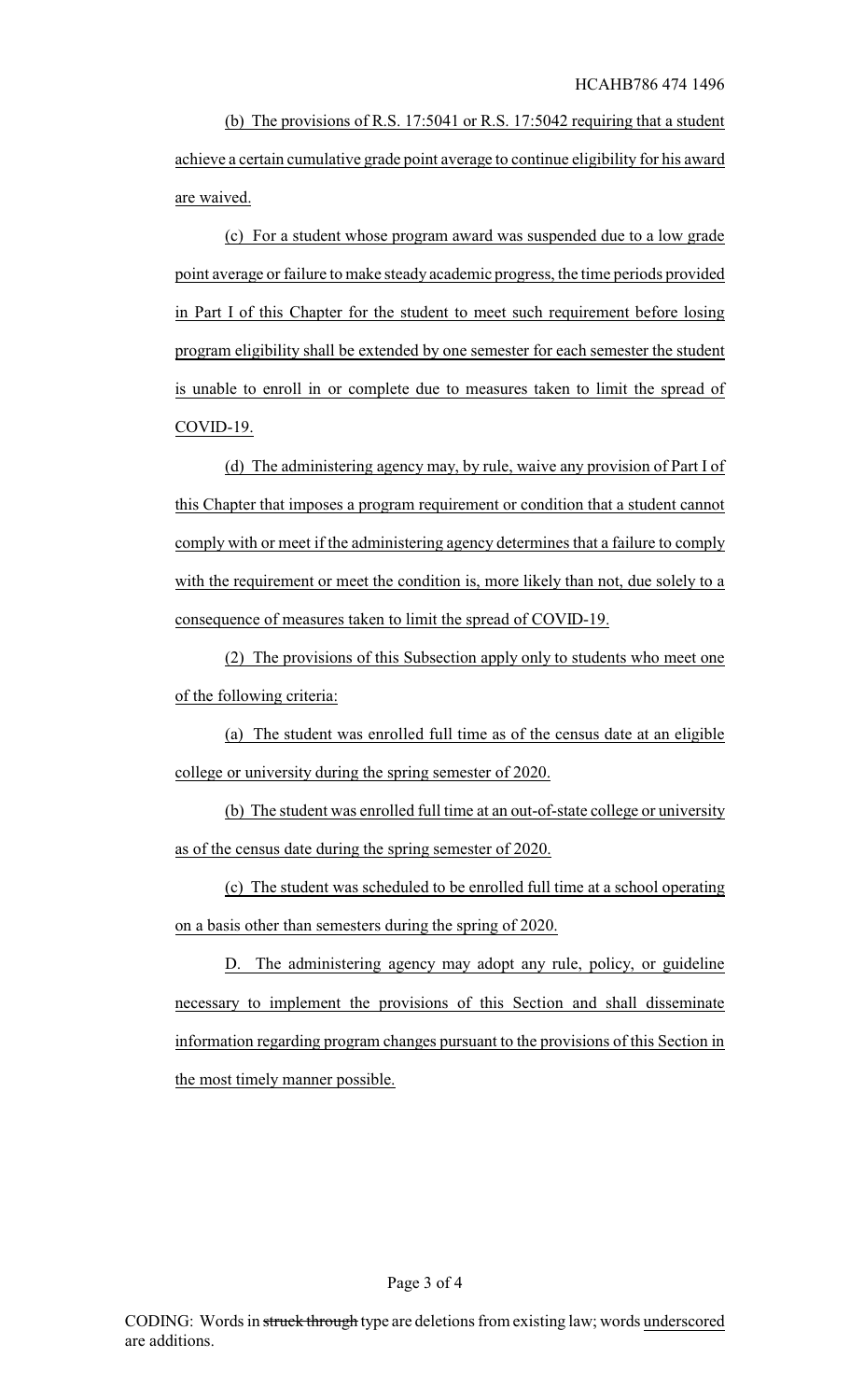(b) The provisions of R.S. 17:5041 or R.S. 17:5042 requiring that a student achieve a certain cumulative grade point average to continue eligibility for his award are waived.

(c) For a student whose program award was suspended due to a low grade point average or failure to make steady academic progress, the time periods provided in Part I of this Chapter for the student to meet such requirement before losing program eligibility shall be extended by one semester for each semester the student is unable to enroll in or complete due to measures taken to limit the spread of COVID-19.

(d) The administering agency may, by rule, waive any provision of Part I of this Chapter that imposes a program requirement or condition that a student cannot comply with or meet if the administering agency determines that a failure to comply with the requirement or meet the condition is, more likely than not, due solely to a consequence of measures taken to limit the spread of COVID-19.

(2) The provisions of this Subsection apply only to students who meet one of the following criteria:

(a) The student was enrolled full time as of the census date at an eligible college or university during the spring semester of 2020.

(b) The student was enrolled full time at an out-of-state college or university as of the census date during the spring semester of 2020.

(c) The student was scheduled to be enrolled full time at a school operating on a basis other than semesters during the spring of 2020.

D. The administering agency may adopt any rule, policy, or guideline necessary to implement the provisions of this Section and shall disseminate information regarding program changes pursuant to the provisions of this Section in the most timely manner possible.

CODING: Words in ~~struck through~~ type are deletions from existing law; words underscored are additions.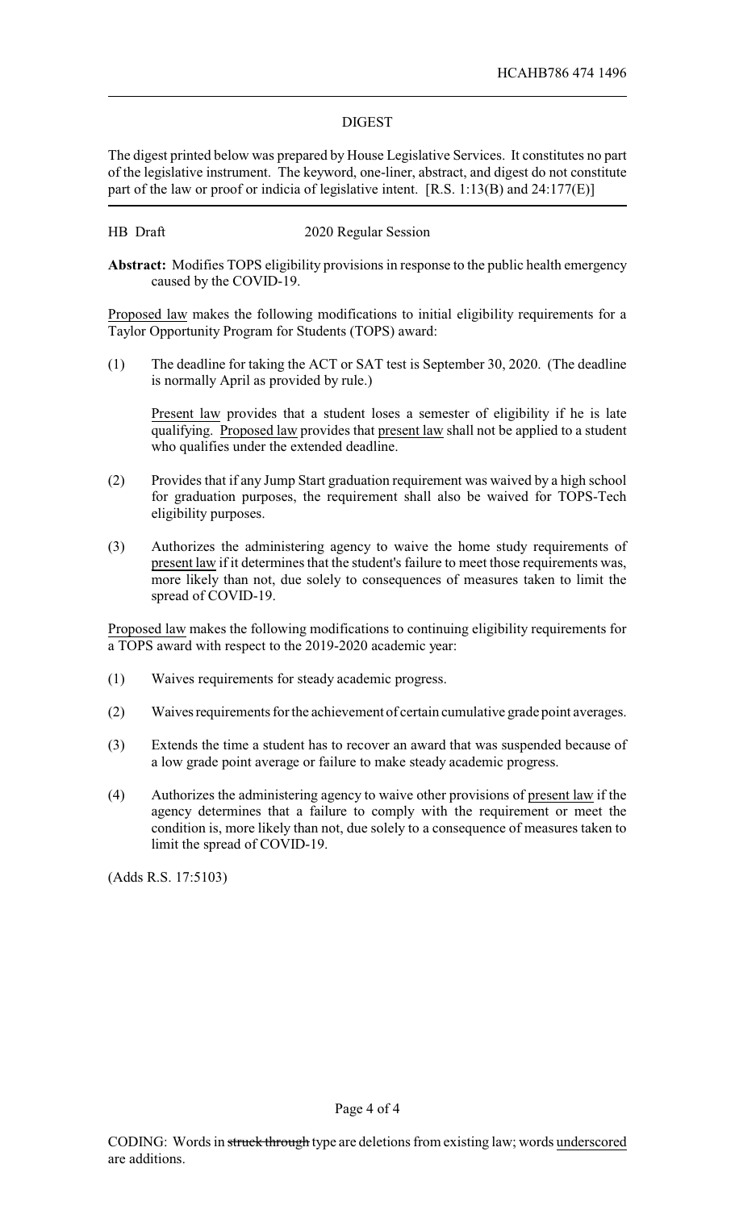## DIGEST

The digest printed below was prepared by House Legislative Services. It constitutes no part of the legislative instrument. The keyword, one-liner, abstract, and digest do not constitute part of the law or proof or indicia of legislative intent. [R.S. 1:13(B) and 24:177(E)]

HB Draft 2020 Regular Session

**Abstract:** Modifies TOPS eligibility provisions in response to the public health emergency caused by the COVID-19.

Proposed law makes the following modifications to initial eligibility requirements for a Taylor Opportunity Program for Students (TOPS) award:

(1) The deadline for taking the ACT or SAT test is September 30, 2020. (The deadline is normally April as provided by rule.)

Present law provides that a student loses a semester of eligibility if he is late qualifying. Proposed law provides that present law shall not be applied to a student who qualifies under the extended deadline.

(2) Provides that if any Jump Start graduation requirement was waived by a high school for graduation purposes, the requirement shall also be waived for TOPS-Tech eligibility purposes.

(3) Authorizes the administering agency to waive the home study requirements of present law if it determines that the student's failure to meet those requirements was, more likely than not, due solely to consequences of measures taken to limit the spread of COVID-19.

Proposed law makes the following modifications to continuing eligibility requirements for a TOPS award with respect to the 2019-2020 academic year:

(1) Waives requirements for steady academic progress.

(2) Waives requirements for the achievement of certain cumulative grade point averages.

(3) Extends the time a student has to recover an award that was suspended because of a low grade point average or failure to make steady academic progress.

(4) Authorizes the administering agency to waive other provisions of present law if the agency determines that a failure to comply with the requirement or meet the condition is, more likely than not, due solely to a consequence of measures taken to limit the spread of COVID-19.

(Adds R.S. 17:5103)

CODING: Words in ~~struck through~~ type are deletions from existing law; words underscored are additions.